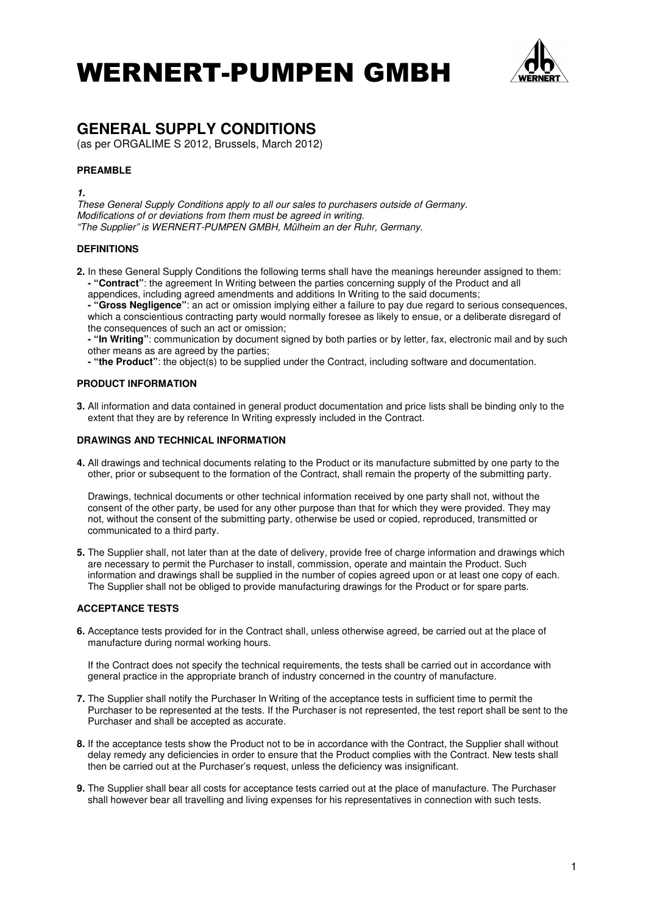# WERNERT-PUMPEN GMBH

## GENERAL SUPPLY CONDITIONS

(as per ORGALIME S 2012, Brussels, March 2012)

### PREAMBLE

***1.***

*These General Supply Conditions apply to all our sales to purchasers outside of Germany.*
*Modifications of or deviations from them must be agreed in writing.*
*"The Supplier" is WERNERT-PUMPEN GMBH, Mülheim an der Ruhr, Germany.*

### DEFINITIONS

**2.** In these General Supply Conditions the following terms shall have the meanings hereunder assigned to them:

- **"Contract"**: the agreement In Writing between the parties concerning supply of the Product and all appendices, including agreed amendments and additions In Writing to the said documents;
- **"Gross Negligence"**: an act or omission implying either a failure to pay due regard to serious consequences, which a conscientious contracting party would normally foresee as likely to ensue, or a deliberate disregard of the consequences of such an act or omission;
- **"In Writing"**: communication by document signed by both parties or by letter, fax, electronic mail and by such other means as are agreed by the parties;
- **"the Product"**: the object(s) to be supplied under the Contract, including software and documentation.

### PRODUCT INFORMATION

**3.** All information and data contained in general product documentation and price lists shall be binding only to the extent that they are by reference In Writing expressly included in the Contract.

### DRAWINGS AND TECHNICAL INFORMATION

**4.** All drawings and technical documents relating to the Product or its manufacture submitted by one party to the other, prior or subsequent to the formation of the Contract, shall remain the property of the submitting party.

Drawings, technical documents or other technical information received by one party shall not, without the consent of the other party, be used for any other purpose than that for which they were provided. They may not, without the consent of the submitting party, otherwise be used or copied, reproduced, transmitted or communicated to a third party.

**5.** The Supplier shall, not later than at the date of delivery, provide free of charge information and drawings which are necessary to permit the Purchaser to install, commission, operate and maintain the Product. Such information and drawings shall be supplied in the number of copies agreed upon or at least one copy of each. The Supplier shall not be obliged to provide manufacturing drawings for the Product or for spare parts.

### ACCEPTANCE TESTS

**6.** Acceptance tests provided for in the Contract shall, unless otherwise agreed, be carried out at the place of manufacture during normal working hours.

If the Contract does not specify the technical requirements, the tests shall be carried out in accordance with general practice in the appropriate branch of industry concerned in the country of manufacture.

**7.** The Supplier shall notify the Purchaser In Writing of the acceptance tests in sufficient time to permit the Purchaser to be represented at the tests. If the Purchaser is not represented, the test report shall be sent to the Purchaser and shall be accepted as accurate.

**8.** If the acceptance tests show the Product not to be in accordance with the Contract, the Supplier shall without delay remedy any deficiencies in order to ensure that the Product complies with the Contract. New tests shall then be carried out at the Purchaser's request, unless the deficiency was insignificant.

**9.** The Supplier shall bear all costs for acceptance tests carried out at the place of manufacture. The Purchaser shall however bear all travelling and living expenses for his representatives in connection with such tests.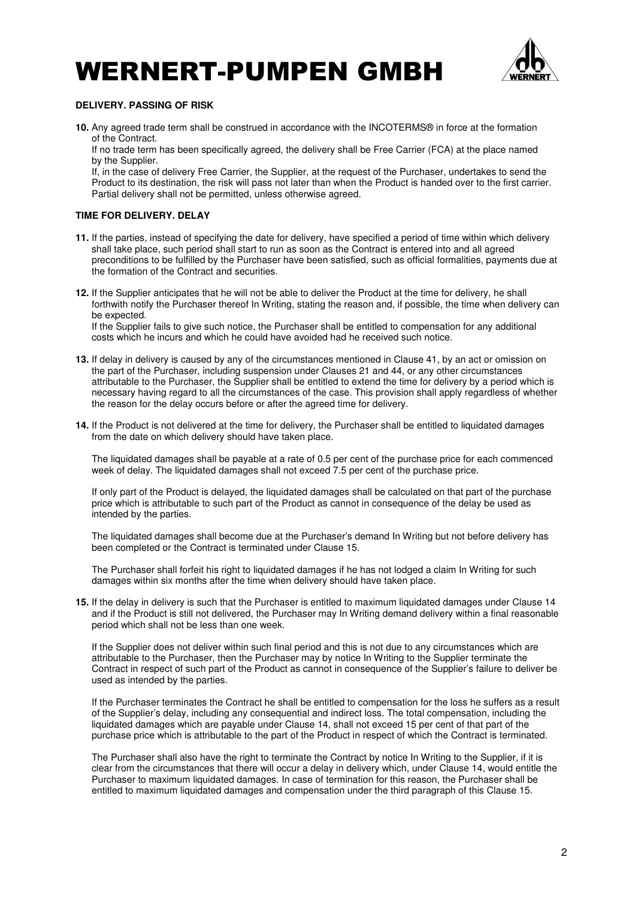# WERNERT-PUMPEN GMBH

**DELIVERY. PASSING OF RISK**

**10.** Any agreed trade term shall be construed in accordance with the INCOTERMS® in force at the formation of the Contract.
If no trade term has been specifically agreed, the delivery shall be Free Carrier (FCA) at the place named by the Supplier.
If, in the case of delivery Free Carrier, the Supplier, at the request of the Purchaser, undertakes to send the Product to its destination, the risk will pass not later than when the Product is handed over to the first carrier.
Partial delivery shall not be permitted, unless otherwise agreed.

**TIME FOR DELIVERY. DELAY**

**11.** If the parties, instead of specifying the date for delivery, have specified a period of time within which delivery shall take place, such period shall start to run as soon as the Contract is entered into and all agreed preconditions to be fulfilled by the Purchaser have been satisfied, such as official formalities, payments due at the formation of the Contract and securities.

**12.** If the Supplier anticipates that he will not be able to deliver the Product at the time for delivery, he shall forthwith notify the Purchaser thereof In Writing, stating the reason and, if possible, the time when delivery can be expected.
If the Supplier fails to give such notice, the Purchaser shall be entitled to compensation for any additional costs which he incurs and which he could have avoided had he received such notice.

**13.** If delay in delivery is caused by any of the circumstances mentioned in Clause 41, by an act or omission on the part of the Purchaser, including suspension under Clauses 21 and 44, or any other circumstances attributable to the Purchaser, the Supplier shall be entitled to extend the time for delivery by a period which is necessary having regard to all the circumstances of the case. This provision shall apply regardless of whether the reason for the delay occurs before or after the agreed time for delivery.

**14.** If the Product is not delivered at the time for delivery, the Purchaser shall be entitled to liquidated damages from the date on which delivery should have taken place.

The liquidated damages shall be payable at a rate of 0.5 per cent of the purchase price for each commenced week of delay. The liquidated damages shall not exceed 7.5 per cent of the purchase price.

If only part of the Product is delayed, the liquidated damages shall be calculated on that part of the purchase price which is attributable to such part of the Product as cannot in consequence of the delay be used as intended by the parties.

The liquidated damages shall become due at the Purchaser's demand In Writing but not before delivery has been completed or the Contract is terminated under Clause 15.

The Purchaser shall forfeit his right to liquidated damages if he has not lodged a claim In Writing for such damages within six months after the time when delivery should have taken place.

**15.** If the delay in delivery is such that the Purchaser is entitled to maximum liquidated damages under Clause 14 and if the Product is still not delivered, the Purchaser may In Writing demand delivery within a final reasonable period which shall not be less than one week.

If the Supplier does not deliver within such final period and this is not due to any circumstances which are attributable to the Purchaser, then the Purchaser may by notice In Writing to the Supplier terminate the Contract in respect of such part of the Product as cannot in consequence of the Supplier's failure to deliver be used as intended by the parties.

If the Purchaser terminates the Contract he shall be entitled to compensation for the loss he suffers as a result of the Supplier's delay, including any consequential and indirect loss. The total compensation, including the liquidated damages which are payable under Clause 14, shall not exceed 15 per cent of that part of the purchase price which is attributable to the part of the Product in respect of which the Contract is terminated.

The Purchaser shall also have the right to terminate the Contract by notice In Writing to the Supplier, if it is clear from the circumstances that there will occur a delay in delivery which, under Clause 14, would entitle the Purchaser to maximum liquidated damages. In case of termination for this reason, the Purchaser shall be entitled to maximum liquidated damages and compensation under the third paragraph of this Clause 15.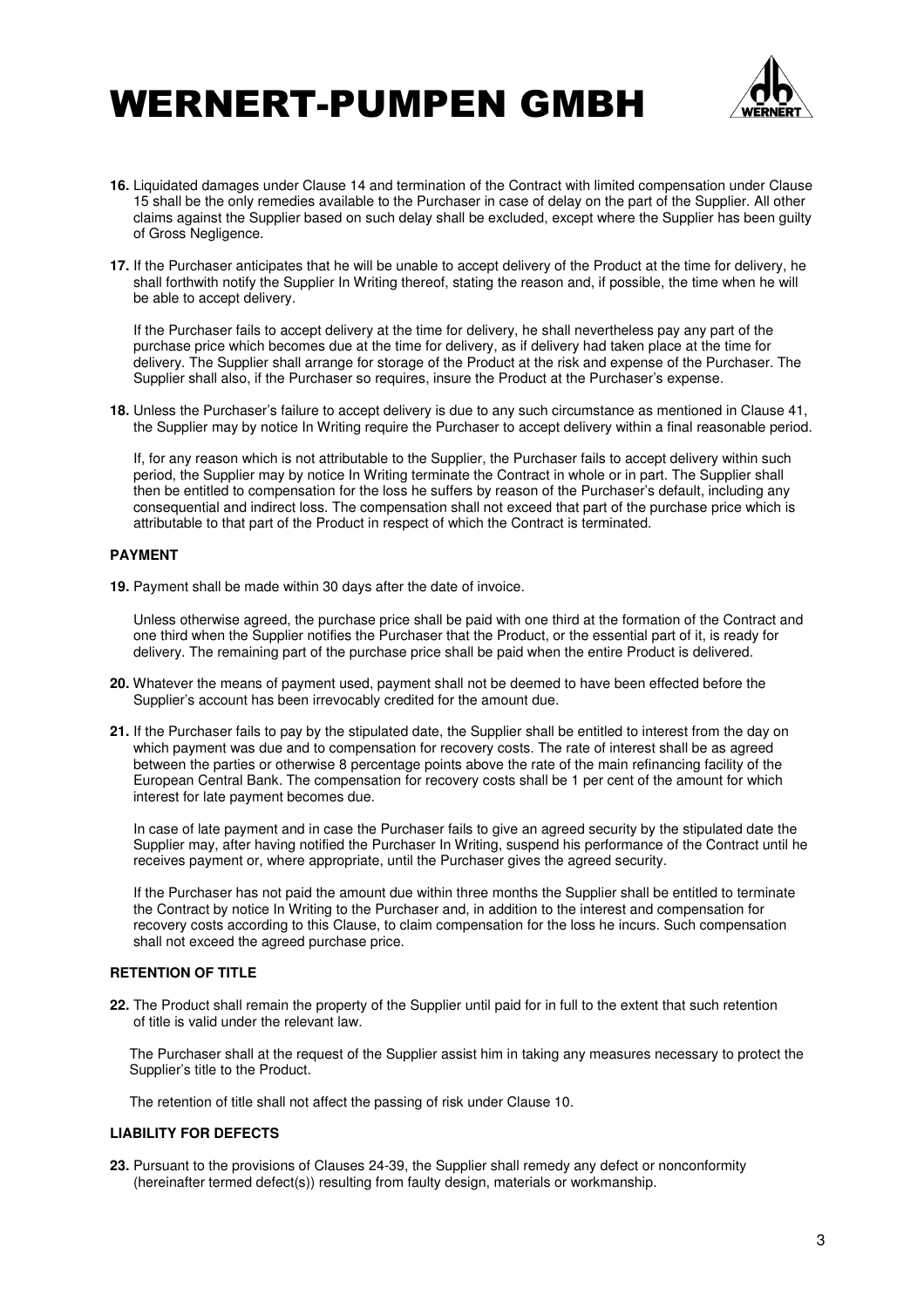**16.** Liquidated damages under Clause 14 and termination of the Contract with limited compensation under Clause 15 shall be the only remedies available to the Purchaser in case of delay on the part of the Supplier. All other claims against the Supplier based on such delay shall be excluded, except where the Supplier has been guilty of Gross Negligence.

**17.** If the Purchaser anticipates that he will be unable to accept delivery of the Product at the time for delivery, he shall forthwith notify the Supplier In Writing thereof, stating the reason and, if possible, the time when he will be able to accept delivery.

If the Purchaser fails to accept delivery at the time for delivery, he shall nevertheless pay any part of the purchase price which becomes due at the time for delivery, as if delivery had taken place at the time for delivery. The Supplier shall arrange for storage of the Product at the risk and expense of the Purchaser. The Supplier shall also, if the Purchaser so requires, insure the Product at the Purchaser's expense.

**18.** Unless the Purchaser's failure to accept delivery is due to any such circumstance as mentioned in Clause 41, the Supplier may by notice In Writing require the Purchaser to accept delivery within a final reasonable period.

If, for any reason which is not attributable to the Supplier, the Purchaser fails to accept delivery within such period, the Supplier may by notice In Writing terminate the Contract in whole or in part. The Supplier shall then be entitled to compensation for the loss he suffers by reason of the Purchaser's default, including any consequential and indirect loss. The compensation shall not exceed that part of the purchase price which is attributable to that part of the Product in respect of which the Contract is terminated.

**PAYMENT**

**19.** Payment shall be made within 30 days after the date of invoice.

Unless otherwise agreed, the purchase price shall be paid with one third at the formation of the Contract and one third when the Supplier notifies the Purchaser that the Product, or the essential part of it, is ready for delivery. The remaining part of the purchase price shall be paid when the entire Product is delivered.

**20.** Whatever the means of payment used, payment shall not be deemed to have been effected before the Supplier's account has been irrevocably credited for the amount due.

**21.** If the Purchaser fails to pay by the stipulated date, the Supplier shall be entitled to interest from the day on which payment was due and to compensation for recovery costs. The rate of interest shall be as agreed between the parties or otherwise 8 percentage points above the rate of the main refinancing facility of the European Central Bank. The compensation for recovery costs shall be 1 per cent of the amount for which interest for late payment becomes due.

In case of late payment and in case the Purchaser fails to give an agreed security by the stipulated date the Supplier may, after having notified the Purchaser In Writing, suspend his performance of the Contract until he receives payment or, where appropriate, until the Purchaser gives the agreed security.

If the Purchaser has not paid the amount due within three months the Supplier shall be entitled to terminate the Contract by notice In Writing to the Purchaser and, in addition to the interest and compensation for recovery costs according to this Clause, to claim compensation for the loss he incurs. Such compensation shall not exceed the agreed purchase price.

**RETENTION OF TITLE**

**22.** The Product shall remain the property of the Supplier until paid for in full to the extent that such retention of title is valid under the relevant law.

The Purchaser shall at the request of the Supplier assist him in taking any measures necessary to protect the Supplier's title to the Product.

The retention of title shall not affect the passing of risk under Clause 10.

**LIABILITY FOR DEFECTS**

**23.** Pursuant to the provisions of Clauses 24-39, the Supplier shall remedy any defect or nonconformity (hereinafter termed defect(s)) resulting from faulty design, materials or workmanship.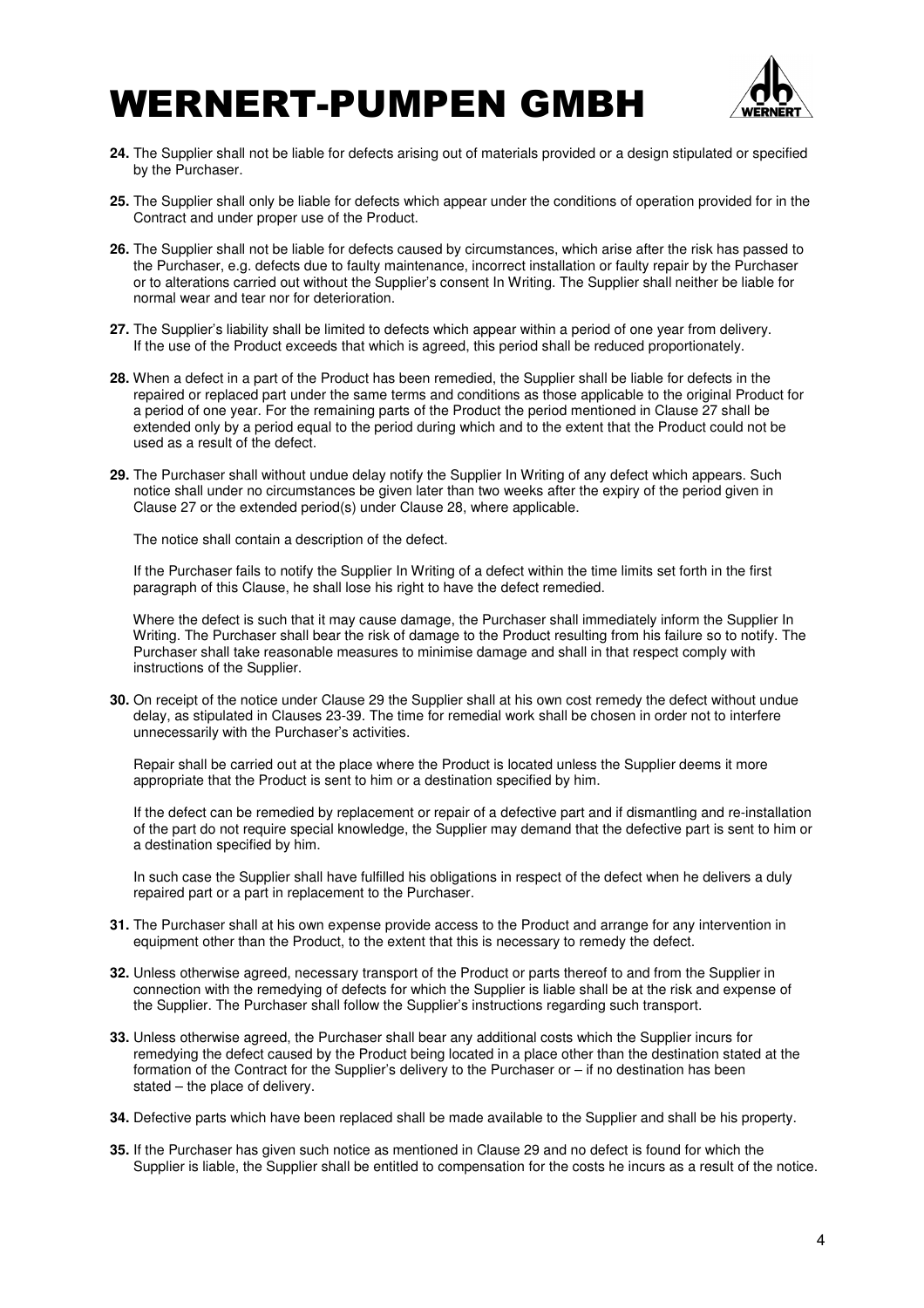**24.** The Supplier shall not be liable for defects arising out of materials provided or a design stipulated or specified by the Purchaser.

**25.** The Supplier shall only be liable for defects which appear under the conditions of operation provided for in the Contract and under proper use of the Product.

**26.** The Supplier shall not be liable for defects caused by circumstances, which arise after the risk has passed to the Purchaser, e.g. defects due to faulty maintenance, incorrect installation or faulty repair by the Purchaser or to alterations carried out without the Supplier's consent In Writing. The Supplier shall neither be liable for normal wear and tear nor for deterioration.

**27.** The Supplier's liability shall be limited to defects which appear within a period of one year from delivery. If the use of the Product exceeds that which is agreed, this period shall be reduced proportionately.

**28.** When a defect in a part of the Product has been remedied, the Supplier shall be liable for defects in the repaired or replaced part under the same terms and conditions as those applicable to the original Product for a period of one year. For the remaining parts of the Product the period mentioned in Clause 27 shall be extended only by a period equal to the period during which and to the extent that the Product could not be used as a result of the defect.

**29.** The Purchaser shall without undue delay notify the Supplier In Writing of any defect which appears. Such notice shall under no circumstances be given later than two weeks after the expiry of the period given in Clause 27 or the extended period(s) under Clause 28, where applicable.

The notice shall contain a description of the defect.

If the Purchaser fails to notify the Supplier In Writing of a defect within the time limits set forth in the first paragraph of this Clause, he shall lose his right to have the defect remedied.

Where the defect is such that it may cause damage, the Purchaser shall immediately inform the Supplier In Writing. The Purchaser shall bear the risk of damage to the Product resulting from his failure so to notify. The Purchaser shall take reasonable measures to minimise damage and shall in that respect comply with instructions of the Supplier.

**30.** On receipt of the notice under Clause 29 the Supplier shall at his own cost remedy the defect without undue delay, as stipulated in Clauses 23-39. The time for remedial work shall be chosen in order not to interfere unnecessarily with the Purchaser's activities.

Repair shall be carried out at the place where the Product is located unless the Supplier deems it more appropriate that the Product is sent to him or a destination specified by him.

If the defect can be remedied by replacement or repair of a defective part and if dismantling and re-installation of the part do not require special knowledge, the Supplier may demand that the defective part is sent to him or a destination specified by him.

In such case the Supplier shall have fulfilled his obligations in respect of the defect when he delivers a duly repaired part or a part in replacement to the Purchaser.

**31.** The Purchaser shall at his own expense provide access to the Product and arrange for any intervention in equipment other than the Product, to the extent that this is necessary to remedy the defect.

**32.** Unless otherwise agreed, necessary transport of the Product or parts thereof to and from the Supplier in connection with the remedying of defects for which the Supplier is liable shall be at the risk and expense of the Supplier. The Purchaser shall follow the Supplier's instructions regarding such transport.

**33.** Unless otherwise agreed, the Purchaser shall bear any additional costs which the Supplier incurs for remedying the defect caused by the Product being located in a place other than the destination stated at the formation of the Contract for the Supplier's delivery to the Purchaser or – if no destination has been stated – the place of delivery.

**34.** Defective parts which have been replaced shall be made available to the Supplier and shall be his property.

**35.** If the Purchaser has given such notice as mentioned in Clause 29 and no defect is found for which the Supplier is liable, the Supplier shall be entitled to compensation for the costs he incurs as a result of the notice.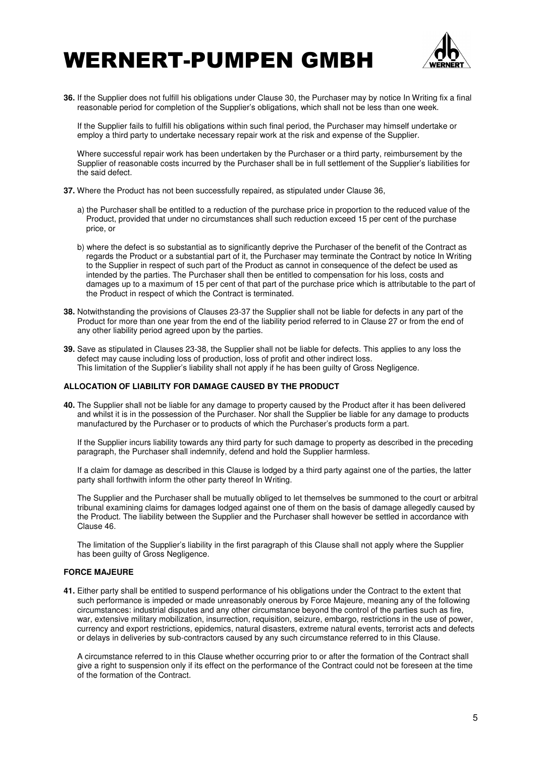**36.** If the Supplier does not fulfill his obligations under Clause 30, the Purchaser may by notice In Writing fix a final reasonable period for completion of the Supplier's obligations, which shall not be less than one week.

If the Supplier fails to fulfill his obligations within such final period, the Purchaser may himself undertake or employ a third party to undertake necessary repair work at the risk and expense of the Supplier.

Where successful repair work has been undertaken by the Purchaser or a third party, reimbursement by the Supplier of reasonable costs incurred by the Purchaser shall be in full settlement of the Supplier's liabilities for the said defect.

**37.** Where the Product has not been successfully repaired, as stipulated under Clause 36,

a) the Purchaser shall be entitled to a reduction of the purchase price in proportion to the reduced value of the Product, provided that under no circumstances shall such reduction exceed 15 per cent of the purchase price, or

b) where the defect is so substantial as to significantly deprive the Purchaser of the benefit of the Contract as regards the Product or a substantial part of it, the Purchaser may terminate the Contract by notice In Writing to the Supplier in respect of such part of the Product as cannot in consequence of the defect be used as intended by the parties. The Purchaser shall then be entitled to compensation for his loss, costs and damages up to a maximum of 15 per cent of that part of the purchase price which is attributable to the part of the Product in respect of which the Contract is terminated.

**38.** Notwithstanding the provisions of Clauses 23-37 the Supplier shall not be liable for defects in any part of the Product for more than one year from the end of the liability period referred to in Clause 27 or from the end of any other liability period agreed upon by the parties.

**39.** Save as stipulated in Clauses 23-38, the Supplier shall not be liable for defects. This applies to any loss the defect may cause including loss of production, loss of profit and other indirect loss.
This limitation of the Supplier's liability shall not apply if he has been guilty of Gross Negligence.

**ALLOCATION OF LIABILITY FOR DAMAGE CAUSED BY THE PRODUCT**

**40.** The Supplier shall not be liable for any damage to property caused by the Product after it has been delivered and whilst it is in the possession of the Purchaser. Nor shall the Supplier be liable for any damage to products manufactured by the Purchaser or to products of which the Purchaser's products form a part.

If the Supplier incurs liability towards any third party for such damage to property as described in the preceding paragraph, the Purchaser shall indemnify, defend and hold the Supplier harmless.

If a claim for damage as described in this Clause is lodged by a third party against one of the parties, the latter party shall forthwith inform the other party thereof In Writing.

The Supplier and the Purchaser shall be mutually obliged to let themselves be summoned to the court or arbitral tribunal examining claims for damages lodged against one of them on the basis of damage allegedly caused by the Product. The liability between the Supplier and the Purchaser shall however be settled in accordance with Clause 46.

The limitation of the Supplier's liability in the first paragraph of this Clause shall not apply where the Supplier has been guilty of Gross Negligence.

**FORCE MAJEURE**

**41.** Either party shall be entitled to suspend performance of his obligations under the Contract to the extent that such performance is impeded or made unreasonably onerous by Force Majeure, meaning any of the following circumstances: industrial disputes and any other circumstance beyond the control of the parties such as fire, war, extensive military mobilization, insurrection, requisition, seizure, embargo, restrictions in the use of power, currency and export restrictions, epidemics, natural disasters, extreme natural events, terrorist acts and defects or delays in deliveries by sub-contractors caused by any such circumstance referred to in this Clause.

A circumstance referred to in this Clause whether occurring prior to or after the formation of the Contract shall give a right to suspension only if its effect on the performance of the Contract could not be foreseen at the time of the formation of the Contract.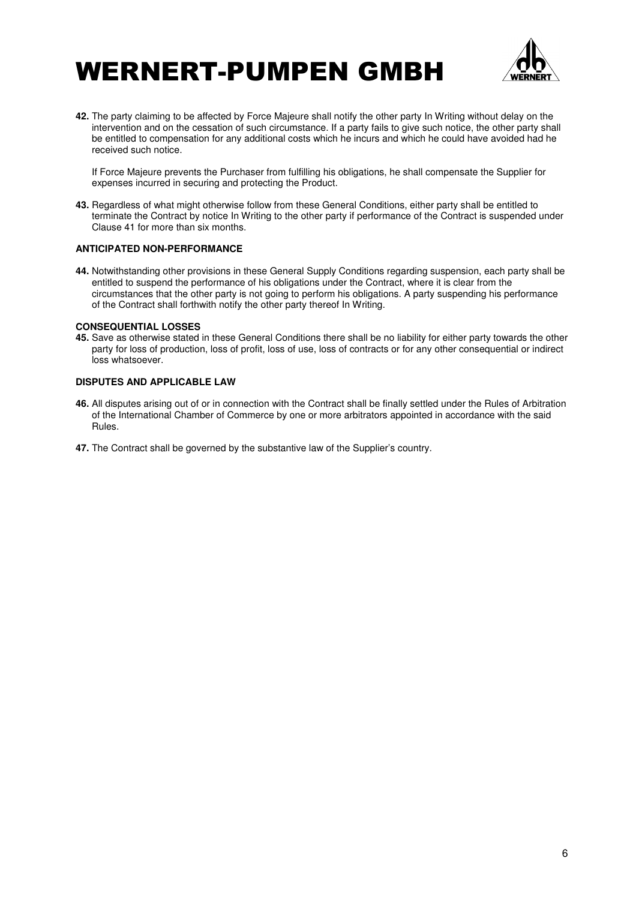**42.** The party claiming to be affected by Force Majeure shall notify the other party In Writing without delay on the intervention and on the cessation of such circumstance. If a party fails to give such notice, the other party shall be entitled to compensation for any additional costs which he incurs and which he could have avoided had he received such notice.

If Force Majeure prevents the Purchaser from fulfilling his obligations, he shall compensate the Supplier for expenses incurred in securing and protecting the Product.

**43.** Regardless of what might otherwise follow from these General Conditions, either party shall be entitled to terminate the Contract by notice In Writing to the other party if performance of the Contract is suspended under Clause 41 for more than six months.

**ANTICIPATED NON-PERFORMANCE**

**44.** Notwithstanding other provisions in these General Supply Conditions regarding suspension, each party shall be entitled to suspend the performance of his obligations under the Contract, where it is clear from the circumstances that the other party is not going to perform his obligations. A party suspending his performance of the Contract shall forthwith notify the other party thereof In Writing.

**CONSEQUENTIAL LOSSES**

**45.** Save as otherwise stated in these General Conditions there shall be no liability for either party towards the other party for loss of production, loss of profit, loss of use, loss of contracts or for any other consequential or indirect loss whatsoever.

**DISPUTES AND APPLICABLE LAW**

**46.** All disputes arising out of or in connection with the Contract shall be finally settled under the Rules of Arbitration of the International Chamber of Commerce by one or more arbitrators appointed in accordance with the said Rules.

**47.** The Contract shall be governed by the substantive law of the Supplier's country.